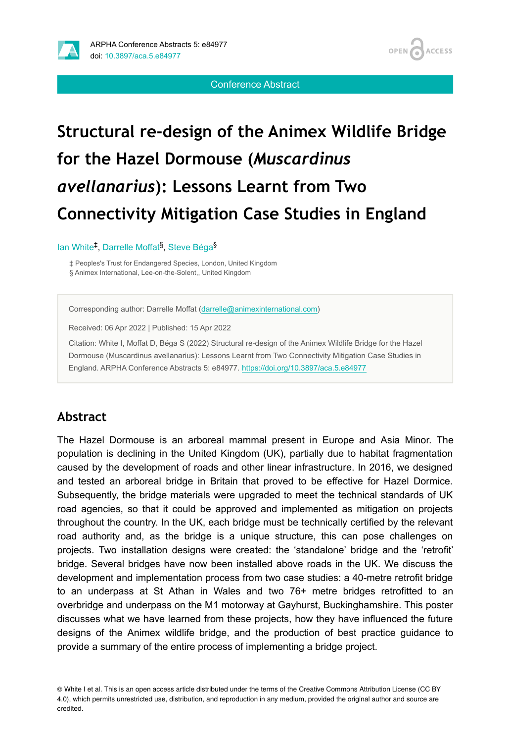Conference Abstract

# Structural re-design of the Animex Wildlife Bridge for the Hazel Dormouse (*Muscardinus avellanarius*): Lessons Learnt from Two Connectivity Mitigation Case Studies in England

Ian White[‡], Darrelle Moffat[§], Steve Béga[§]

‡ Peoples's Trust for Endangered Species, London, United Kingdom
§ Animex International, Lee-on-the-Solent,, United Kingdom

Corresponding author: Darrelle Moffat (darrelle@animexinternational.com)

Received: 06 Apr 2022 | Published: 15 Apr 2022

Citation: White I, Moffat D, Béga S (2022) Structural re-design of the Animex Wildlife Bridge for the Hazel Dormouse (Muscardinus avellanarius): Lessons Learnt from Two Connectivity Mitigation Case Studies in England. ARPHA Conference Abstracts 5: e84977. https://doi.org/10.3897/aca.5.e84977

## Abstract

The Hazel Dormouse is an arboreal mammal present in Europe and Asia Minor. The population is declining in the United Kingdom (UK), partially due to habitat fragmentation caused by the development of roads and other linear infrastructure. In 2016, we designed and tested an arboreal bridge in Britain that proved to be effective for Hazel Dormice. Subsequently, the bridge materials were upgraded to meet the technical standards of UK road agencies, so that it could be approved and implemented as mitigation on projects throughout the country. In the UK, each bridge must be technically certified by the relevant road authority and, as the bridge is a unique structure, this can pose challenges on projects. Two installation designs were created: the 'standalone' bridge and the 'retrofit' bridge. Several bridges have now been installed above roads in the UK. We discuss the development and implementation process from two case studies: a 40-metre retrofit bridge to an underpass at St Athan in Wales and two 76+ metre bridges retrofitted to an overbridge and underpass on the M1 motorway at Gayhurst, Buckinghamshire. This poster discusses what we have learned from these projects, how they have influenced the future designs of the Animex wildlife bridge, and the production of best practice guidance to provide a summary of the entire process of implementing a bridge project.

© White I et al. This is an open access article distributed under the terms of the Creative Commons Attribution License (CC BY 4.0), which permits unrestricted use, distribution, and reproduction in any medium, provided the original author and source are credited.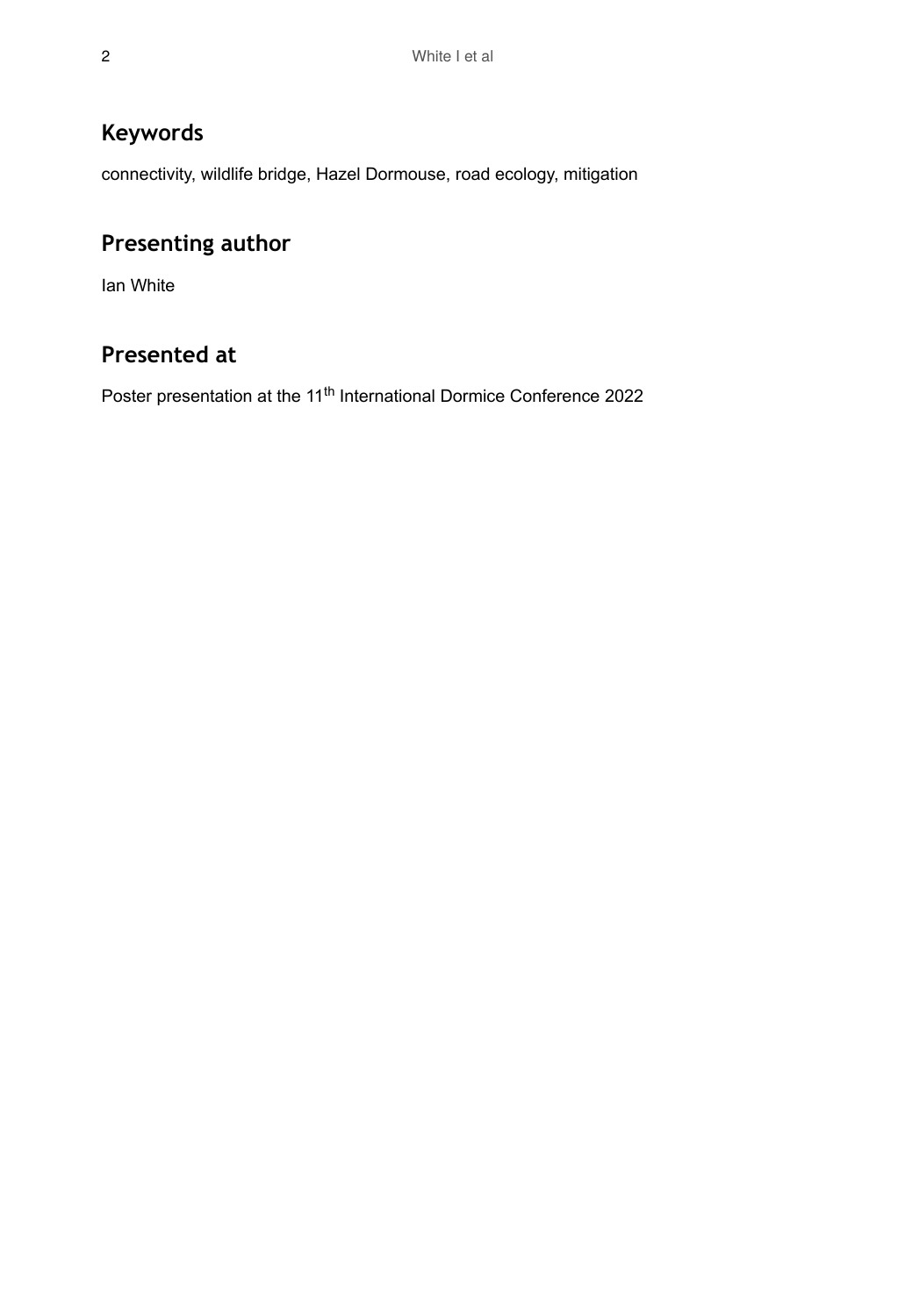## Keywords

connectivity, wildlife bridge, Hazel Dormouse, road ecology, mitigation

## Presenting author

Ian White

## Presented at

Poster presentation at the 11th International Dormice Conference 2022